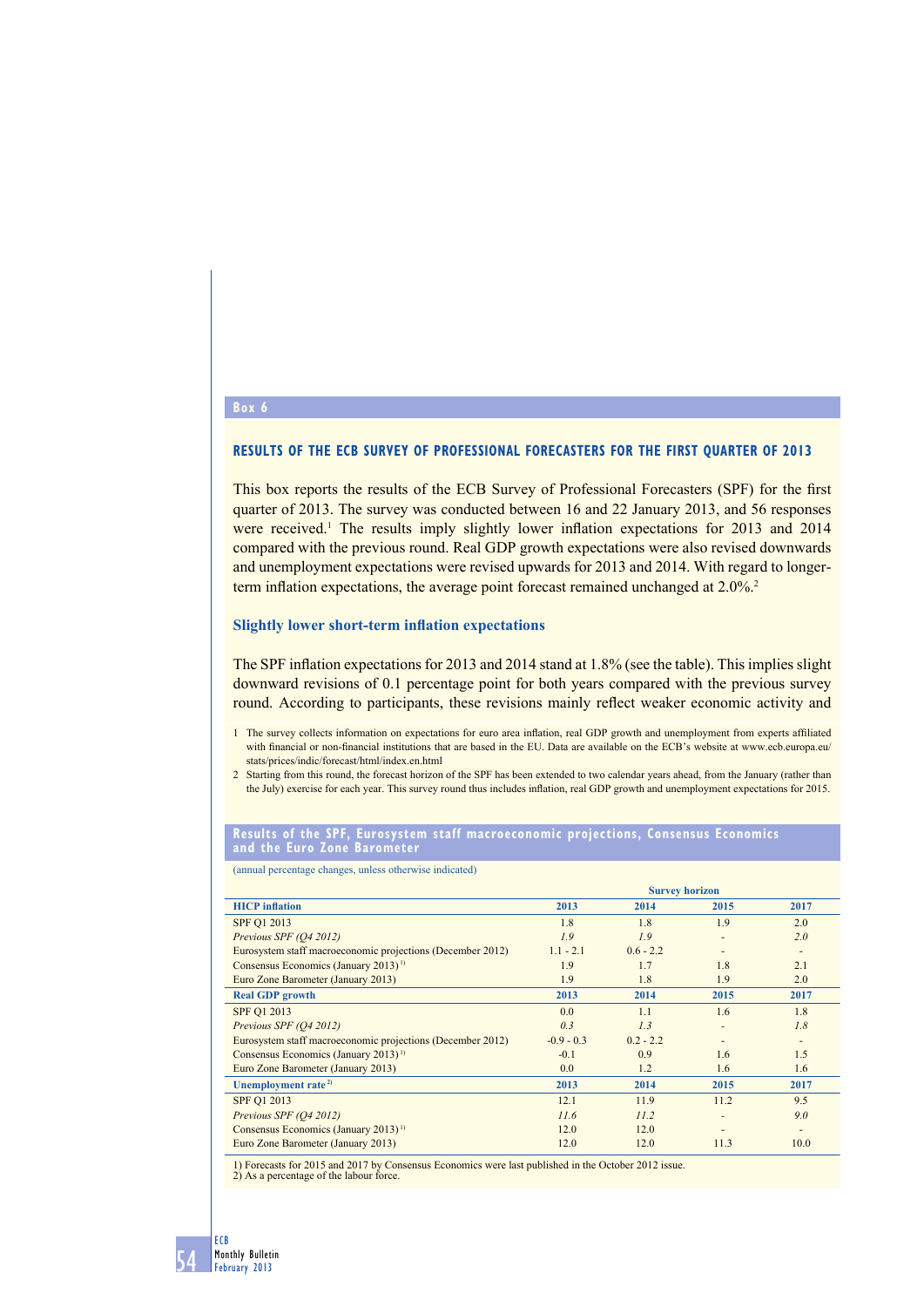**Box 6**

## RESULTS OF THE ECB SURVEY OF PROFESSIONAL FORECASTERS FOR THE FIRST QUARTER OF 2013

This box reports the results of the ECB Survey of Professional Forecasters (SPF) for the first quarter of 2013. The survey was conducted between 16 and 22 January 2013, and 56 responses were received.[1] The results imply slightly lower inflation expectations for 2013 and 2014 compared with the previous round. Real GDP growth expectations were also revised downwards and unemployment expectations were revised upwards for 2013 and 2014. With regard to longer-term inflation expectations, the average point forecast remained unchanged at 2.0%.[2]

### Slightly lower short-term inflation expectations

The SPF inflation expectations for 2013 and 2014 stand at 1.8% (see the table). This implies slight downward revisions of 0.1 percentage point for both years compared with the previous survey round. According to participants, these revisions mainly reflect weaker economic activity and

1 The survey collects information on expectations for euro area inflation, real GDP growth and unemployment from experts affiliated with financial or non-financial institutions that are based in the EU. Data are available on the ECB's website at www.ecb.europa.eu/stats/prices/indic/forecast/html/index.en.html

2 Starting from this round, the forecast horizon of the SPF has been extended to two calendar years ahead, from the January (rather than the July) exercise for each year. This survey round thus includes inflation, real GDP growth and unemployment expectations for 2015.

**Results of the SPF, Eurosystem staff macroeconomic projections, Consensus Economics and the Euro Zone Barometer**

(annual percentage changes, unless otherwise indicated)

| | Survey horizon | | | |
|---|---|---|---|---|
| **HICP inflation** | **2013** | **2014** | **2015** | **2017** |
| SPF Q1 2013 | 1.8 | 1.8 | 1.9 | 2.0 |
| *Previous SPF (Q4 2012)* | *1.9* | *1.9* | - | *2.0* |
| Eurosystem staff macroeconomic projections (December 2012) | 1.1 - 2.1 | 0.6 - 2.2 | - | - |
| Consensus Economics (January 2013) [1)] | 1.9 | 1.7 | 1.8 | 2.1 |
| Euro Zone Barometer (January 2013) | 1.9 | 1.8 | 1.9 | 2.0 |
| **Real GDP growth** | **2013** | **2014** | **2015** | **2017** |
| SPF Q1 2013 | 0.0 | 1.1 | 1.6 | 1.8 |
| *Previous SPF (Q4 2012)* | *0.3* | *1.3* | - | *1.8* |
| Eurosystem staff macroeconomic projections (December 2012) | -0.9 - 0.3 | 0.2 - 2.2 | - | - |
| Consensus Economics (January 2013) [1)] | -0.1 | 0.9 | 1.6 | 1.5 |
| Euro Zone Barometer (January 2013) | 0.0 | 1.2 | 1.6 | 1.6 |
| **Unemployment rate [2)]** | **2013** | **2014** | **2015** | **2017** |
| SPF Q1 2013 | 12.1 | 11.9 | 11.2 | 9.5 |
| *Previous SPF (Q4 2012)* | *11.6* | *11.2* | - | *9.0* |
| Consensus Economics (January 2013) [1)] | 12.0 | 12.0 | - | - |
| Euro Zone Barometer (January 2013) | 12.0 | 12.0 | 11.3 | 10.0 |

1) Forecasts for 2015 and 2017 by Consensus Economics were last published in the October 2012 issue.
2) As a percentage of the labour force.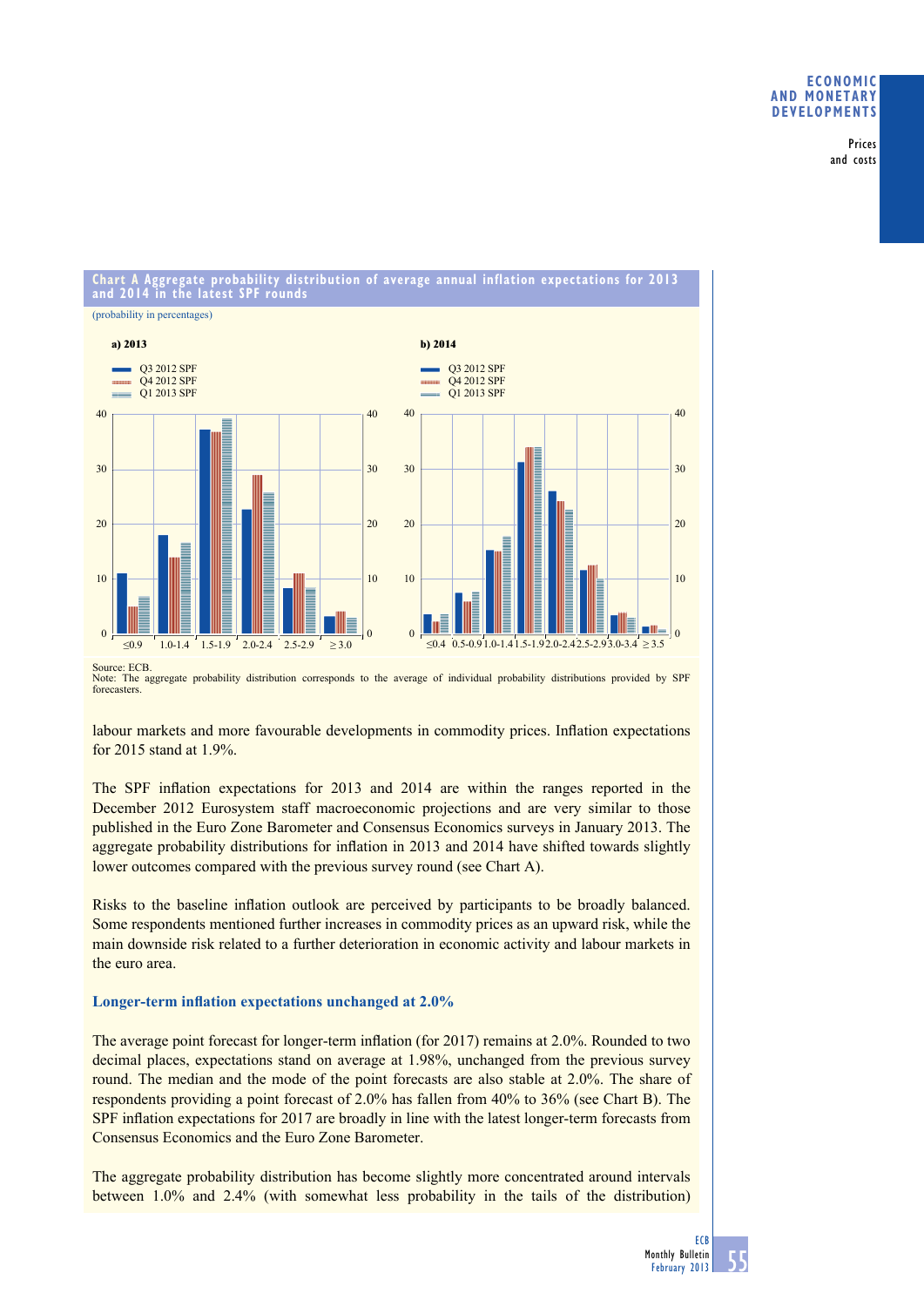**Chart A Aggregate probability distribution of average annual inflation expectations for 2013 and 2014 in the latest SPF rounds**

(probability in percentages)

Source: ECB.
Note: The aggregate probability distribution corresponds to the average of individual probability distributions provided by SPF forecasters.

labour markets and more favourable developments in commodity prices. Inflation expectations for 2015 stand at 1.9%.

The SPF inflation expectations for 2013 and 2014 are within the ranges reported in the December 2012 Eurosystem staff macroeconomic projections and are very similar to those published in the Euro Zone Barometer and Consensus Economics surveys in January 2013. The aggregate probability distributions for inflation in 2013 and 2014 have shifted towards slightly lower outcomes compared with the previous survey round (see Chart A).

Risks to the baseline inflation outlook are perceived by participants to be broadly balanced. Some respondents mentioned further increases in commodity prices as an upward risk, while the main downside risk related to a further deterioration in economic activity and labour markets in the euro area.

### Longer-term inflation expectations unchanged at 2.0%

The average point forecast for longer-term inflation (for 2017) remains at 2.0%. Rounded to two decimal places, expectations stand on average at 1.98%, unchanged from the previous survey round. The median and the mode of the point forecasts are also stable at 2.0%. The share of respondents providing a point forecast of 2.0% has fallen from 40% to 36% (see Chart B). The SPF inflation expectations for 2017 are broadly in line with the latest longer-term forecasts from Consensus Economics and the Euro Zone Barometer.

The aggregate probability distribution has become slightly more concentrated around intervals between 1.0% and 2.4% (with somewhat less probability in the tails of the distribution)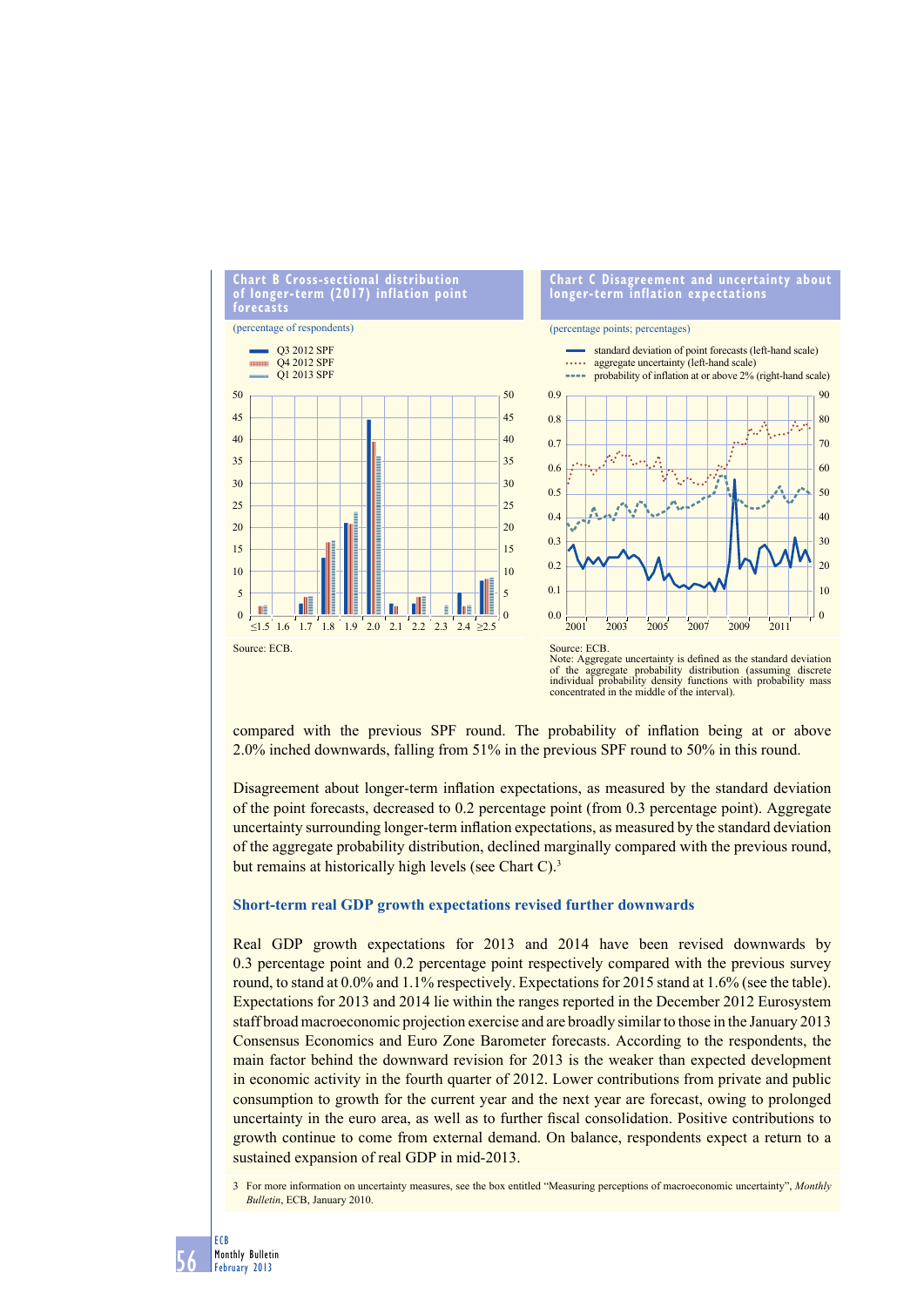**Chart B Cross-sectional distribution of longer-term (2017) inflation point forecasts**

(percentage of respondents)

Source: ECB.

**Chart C Disagreement and uncertainty about longer-term inflation expectations**

(percentage points; percentages)

Source: ECB.
Note: Aggregate uncertainty is defined as the standard deviation of the aggregate probability distribution (assuming discrete individual probability density functions with probability mass concentrated in the middle of the interval).

compared with the previous SPF round. The probability of inflation being at or above 2.0% inched downwards, falling from 51% in the previous SPF round to 50% in this round.

Disagreement about longer-term inflation expectations, as measured by the standard deviation of the point forecasts, decreased to 0.2 percentage point (from 0.3 percentage point). Aggregate uncertainty surrounding longer-term inflation expectations, as measured by the standard deviation of the aggregate probability distribution, declined marginally compared with the previous round, but remains at historically high levels (see Chart C).[3]

### Short-term real GDP growth expectations revised further downwards

Real GDP growth expectations for 2013 and 2014 have been revised downwards by 0.3 percentage point and 0.2 percentage point respectively compared with the previous survey round, to stand at 0.0% and 1.1% respectively. Expectations for 2015 stand at 1.6% (see the table). Expectations for 2013 and 2014 lie within the ranges reported in the December 2012 Eurosystem staff broad macroeconomic projection exercise and are broadly similar to those in the January 2013 Consensus Economics and Euro Zone Barometer forecasts. According to the respondents, the main factor behind the downward revision for 2013 is the weaker than expected development in economic activity in the fourth quarter of 2012. Lower contributions from private and public consumption to growth for the current year and the next year are forecast, owing to prolonged uncertainty in the euro area, as well as to further fiscal consolidation. Positive contributions to growth continue to come from external demand. On balance, respondents expect a return to a sustained expansion of real GDP in mid-2013.

3 For more information on uncertainty measures, see the box entitled "Measuring perceptions of macroeconomic uncertainty", *Monthly Bulletin*, ECB, January 2010.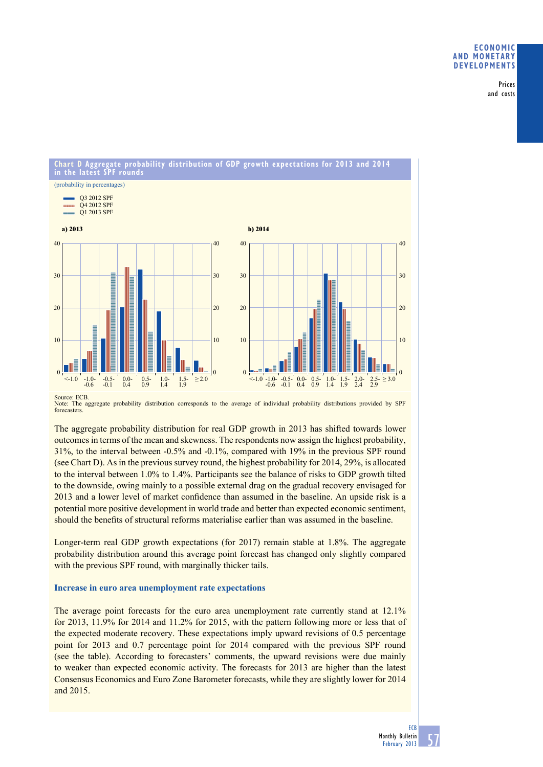**Chart D Aggregate probability distribution of GDP growth expectations for 2013 and 2014 in the latest SPF rounds**

(probability in percentages)

Source: ECB.
Note: The aggregate probability distribution corresponds to the average of individual probability distributions provided by SPF forecasters.

The aggregate probability distribution for real GDP growth in 2013 has shifted towards lower outcomes in terms of the mean and skewness. The respondents now assign the highest probability, 31%, to the interval between -0.5% and -0.1%, compared with 19% in the previous SPF round (see Chart D). As in the previous survey round, the highest probability for 2014, 29%, is allocated to the interval between 1.0% to 1.4%. Participants see the balance of risks to GDP growth tilted to the downside, owing mainly to a possible external drag on the gradual recovery envisaged for 2013 and a lower level of market confidence than assumed in the baseline. An upside risk is a potential more positive development in world trade and better than expected economic sentiment, should the benefits of structural reforms materialise earlier than was assumed in the baseline.

Longer-term real GDP growth expectations (for 2017) remain stable at 1.8%. The aggregate probability distribution around this average point forecast has changed only slightly compared with the previous SPF round, with marginally thicker tails.

### Increase in euro area unemployment rate expectations

The average point forecasts for the euro area unemployment rate currently stand at 12.1% for 2013, 11.9% for 2014 and 11.2% for 2015, with the pattern following more or less that of the expected moderate recovery. These expectations imply upward revisions of 0.5 percentage point for 2013 and 0.7 percentage point for 2014 compared with the previous SPF round (see the table). According to forecasters' comments, the upward revisions were due mainly to weaker than expected economic activity. The forecasts for 2013 are higher than the latest Consensus Economics and Euro Zone Barometer forecasts, while they are slightly lower for 2014 and 2015.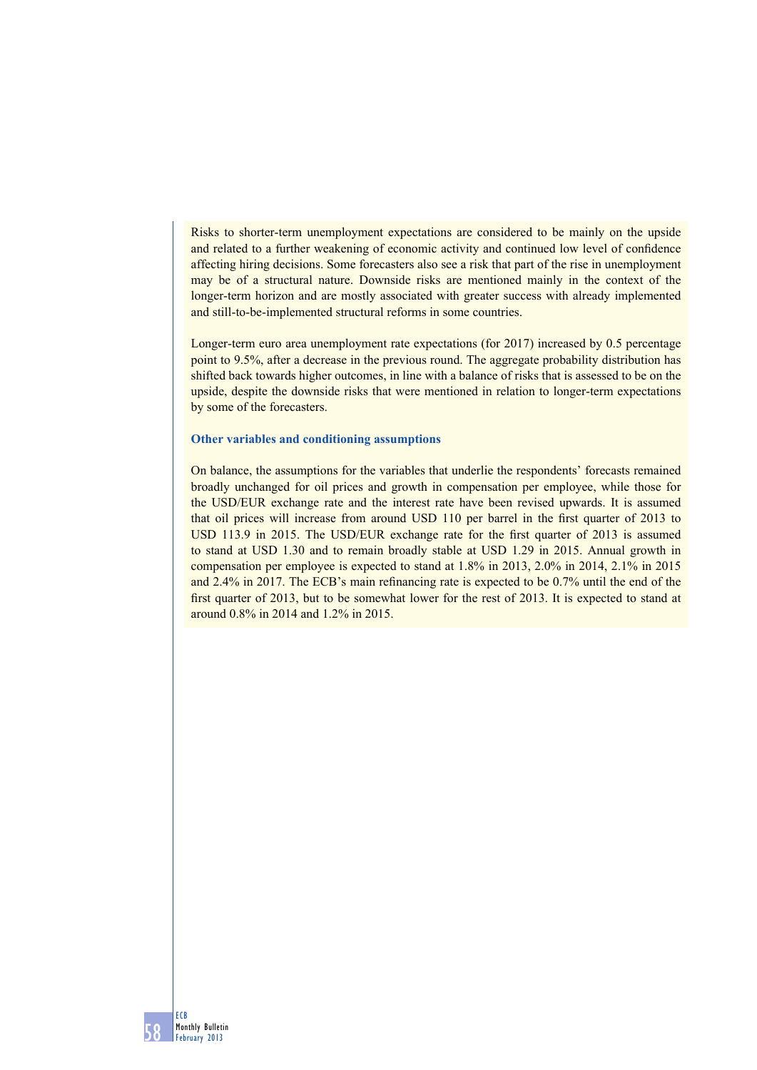Risks to shorter-term unemployment expectations are considered to be mainly on the upside and related to a further weakening of economic activity and continued low level of confidence affecting hiring decisions. Some forecasters also see a risk that part of the rise in unemployment may be of a structural nature. Downside risks are mentioned mainly in the context of the longer-term horizon and are mostly associated with greater success with already implemented and still-to-be-implemented structural reforms in some countries.

Longer-term euro area unemployment rate expectations (for 2017) increased by 0.5 percentage point to 9.5%, after a decrease in the previous round. The aggregate probability distribution has shifted back towards higher outcomes, in line with a balance of risks that is assessed to be on the upside, despite the downside risks that were mentioned in relation to longer-term expectations by some of the forecasters.

### Other variables and conditioning assumptions

On balance, the assumptions for the variables that underlie the respondents' forecasts remained broadly unchanged for oil prices and growth in compensation per employee, while those for the USD/EUR exchange rate and the interest rate have been revised upwards. It is assumed that oil prices will increase from around USD 110 per barrel in the first quarter of 2013 to USD 113.9 in 2015. The USD/EUR exchange rate for the first quarter of 2013 is assumed to stand at USD 1.30 and to remain broadly stable at USD 1.29 in 2015. Annual growth in compensation per employee is expected to stand at 1.8% in 2013, 2.0% in 2014, 2.1% in 2015 and 2.4% in 2017. The ECB's main refinancing rate is expected to be 0.7% until the end of the first quarter of 2013, but to be somewhat lower for the rest of 2013. It is expected to stand at around 0.8% in 2014 and 1.2% in 2015.